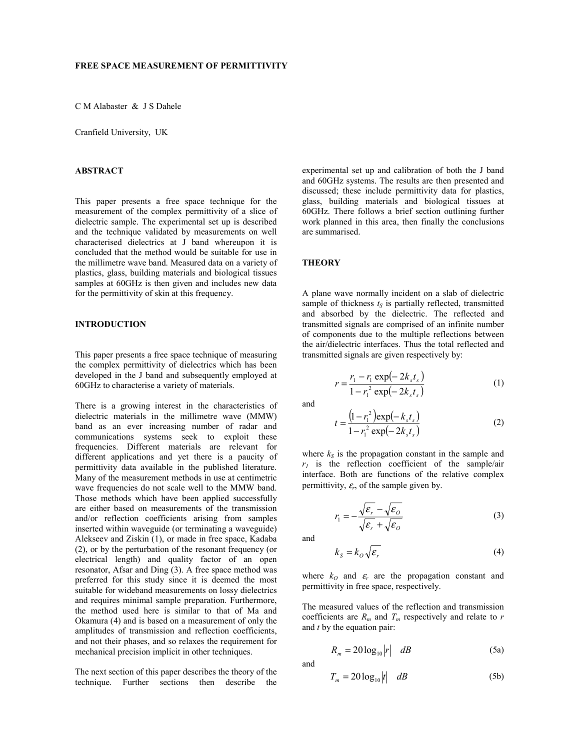# FREE SPACE MEASUREMENT OF PERMITTIVITY

C M Alabaster & J S Dahele

Cranfield University, UK

## ABSTRACT

This paper presents a free space technique for the measurement of the complex permittivity of a slice of dielectric sample. The experimental set up is described and the technique validated by measurements on well characterised dielectrics at J band whereupon it is concluded that the method would be suitable for use in the millimetre wave band. Measured data on a variety of plastics, glass, building materials and biological tissues samples at 60GHz is then given and includes new data for the permittivity of skin at this frequency.

## INTRODUCTION

This paper presents a free space technique of measuring the complex permittivity of dielectrics which has been developed in the J band and subsequently employed at 60GHz to characterise a variety of materials.

There is a growing interest in the characteristics of dielectric materials in the millimetre wave (MMW) band as an ever increasing number of radar and communications systems seek to exploit these frequencies. Different materials are relevant for different applications and yet there is a paucity of permittivity data available in the published literature. Many of the measurement methods in use at centimetric wave frequencies do not scale well to the MMW band. Those methods which have been applied successfully are either based on measurements of the transmission and/or reflection coefficients arising from samples inserted within waveguide (or terminating a waveguide) Alekseev and Ziskin (1), or made in free space, Kadaba (2), or by the perturbation of the resonant frequency (or electrical length) and quality factor of an open resonator, Afsar and Ding (3). A free space method was preferred for this study since it is deemed the most suitable for wideband measurements on lossy dielectrics and requires minimal sample preparation. Furthermore, the method used here is similar to that of Ma and Okamura (4) and is based on a measurement of only the amplitudes of transmission and reflection coefficients, and not their phases, and so relaxes the requirement for mechanical precision implicit in other techniques.

The next section of this paper describes the theory of the technique. Further sections then describe the experimental set up and calibration of both the J band and 60GHz systems. The results are then presented and discussed; these include permittivity data for plastics, glass, building materials and biological tissues at 60GHz. There follows a brief section outlining further work planned in this area, then finally the conclusions are summarised.

## THEORY

A plane wave normally incident on a slab of dielectric sample of thickness $t_S$ is partially reflected, transmitted and absorbed by the dielectric. The reflected and transmitted signals are comprised of an infinite number of components due to the multiple reflections between the air/dielectric interfaces. Thus the total reflected and transmitted signals are given respectively by:

$$r = \frac{r_1 - r_1 \exp(-2k_s t_s)}{1 - r_1^2 \exp(-2k_s t_s)} \tag{1}$$

and

$$t = \frac{\left(1 - r_1^2\right)\exp(-k_s t_s)}{1 - r_1^2 \exp(-2k_s t_s)} \tag{2}$$

where $k_S$ is the propagation constant in the sample and $r_1$ is the reflection coefficient of the sample/air interface. Both are functions of the relative complex permittivity, $\varepsilon_r$, of the sample given by.

$$r_1 = -\frac{\sqrt{\varepsilon_r} - \sqrt{\varepsilon_O}}{\sqrt{\varepsilon_r} + \sqrt{\varepsilon_O}} \tag{3}$$

and

$$k_S = k_O \sqrt{\varepsilon_r} \tag{4}$$

where $k_O$ and $\varepsilon_r$ are the propagation constant and permittivity in free space, respectively.

The measured values of the reflection and transmission coefficients are $R_m$ and $T_m$ respectively and relate to $r$ and $t$ by the equation pair:

$$R_m = 20\log_{10}|r| \quad dB \tag{5a}$$

and

$$T_m = 20\log_{10}|t| \quad dB \tag{5b}$$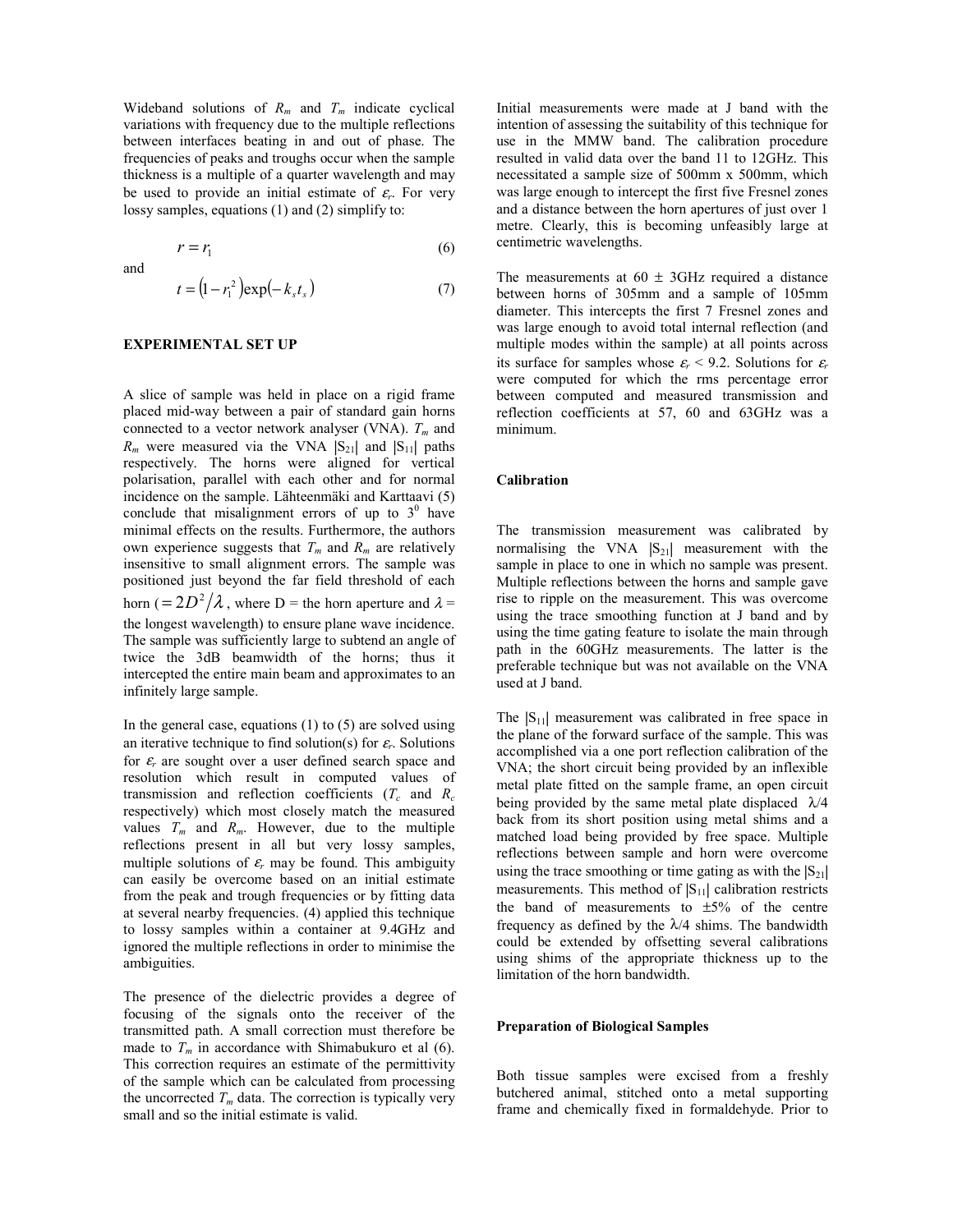Wideband solutions of $R_m$ and $T_m$ indicate cyclical variations with frequency due to the multiple reflections between interfaces beating in and out of phase. The frequencies of peaks and troughs occur when the sample thickness is a multiple of a quarter wavelength and may be used to provide an initial estimate of $\varepsilon_r$. For very lossy samples, equations (1) and (2) simplify to:

$$r = r_1 \tag{6}$$

and

$$t = \left(1 - r_1^2\right)\exp\left(-k_s t_s\right) \tag{7}$$

## EXPERIMENTAL SET UP

A slice of sample was held in place on a rigid frame placed mid-way between a pair of standard gain horns connected to a vector network analyser (VNA). $T_m$ and $R_m$ were measured via the VNA $|S_{21}|$ and $|S_{11}|$ paths respectively. The horns were aligned for vertical polarisation, parallel with each other and for normal incidence on the sample. Lähteenmäki and Karttaavi (5) conclude that misalignment errors of up to $3^0$ have minimal effects on the results. Furthermore, the authors own experience suggests that $T_m$ and $R_m$ are relatively insensitive to small alignment errors. The sample was positioned just beyond the far field threshold of each horn ($= 2D^2/\lambda$, where D = the horn aperture and $\lambda$ = the longest wavelength) to ensure plane wave incidence. The sample was sufficiently large to subtend an angle of twice the 3dB beamwidth of the horns; thus it intercepted the entire main beam and approximates to an infinitely large sample.

In the general case, equations (1) to (5) are solved using an iterative technique to find solution(s) for $\varepsilon_r$. Solutions for $\varepsilon_r$ are sought over a user defined search space and resolution which result in computed values of transmission and reflection coefficients ($T_c$ and $R_c$ respectively) which most closely match the measured values $T_m$ and $R_m$. However, due to the multiple reflections present in all but very lossy samples, multiple solutions of $\varepsilon_r$ may be found. This ambiguity can easily be overcome based on an initial estimate from the peak and trough frequencies or by fitting data at several nearby frequencies. (4) applied this technique to lossy samples within a container at 9.4GHz and ignored the multiple reflections in order to minimise the ambiguities.

The presence of the dielectric provides a degree of focusing of the signals onto the receiver of the transmitted path. A small correction must therefore be made to $T_m$ in accordance with Shimabukuro et al (6). This correction requires an estimate of the permittivity of the sample which can be calculated from processing the uncorrected $T_m$ data. The correction is typically very small and so the initial estimate is valid.

Initial measurements were made at J band with the intention of assessing the suitability of this technique for use in the MMW band. The calibration procedure resulted in valid data over the band 11 to 12GHz. This necessitated a sample size of 500mm x 500mm, which was large enough to intercept the first five Fresnel zones and a distance between the horn apertures of just over 1 metre. Clearly, this is becoming unfeasibly large at centimetric wavelengths.

The measurements at 60 ± 3GHz required a distance between horns of 305mm and a sample of 105mm diameter. This intercepts the first 7 Fresnel zones and was large enough to avoid total internal reflection (and multiple modes within the sample) at all points across its surface for samples whose $\varepsilon_r < 9.2$. Solutions for $\varepsilon_r$ were computed for which the rms percentage error between computed and measured transmission and reflection coefficients at 57, 60 and 63GHz was a minimum.

### Calibration

The transmission measurement was calibrated by normalising the VNA $|S_{21}|$ measurement with the sample in place to one in which no sample was present. Multiple reflections between the horns and sample gave rise to ripple on the measurement. This was overcome using the trace smoothing function at J band and by using the time gating feature to isolate the main through path in the 60GHz measurements. The latter is the preferable technique but was not available on the VNA used at J band.

The $|S_{11}|$ measurement was calibrated in free space in the plane of the forward surface of the sample. This was accomplished via a one port reflection calibration of the VNA; the short circuit being provided by an inflexible metal plate fitted on the sample frame, an open circuit being provided by the same metal plate displaced $\lambda/4$ back from its short position using metal shims and a matched load being provided by free space. Multiple reflections between sample and horn were overcome using the trace smoothing or time gating as with the $|S_{21}|$ measurements. This method of $|S_{11}|$ calibration restricts the band of measurements to ±5% of the centre frequency as defined by the $\lambda/4$ shims. The bandwidth could be extended by offsetting several calibrations using shims of the appropriate thickness up to the limitation of the horn bandwidth.

### Preparation of Biological Samples

Both tissue samples were excised from a freshly butchered animal, stitched onto a metal supporting frame and chemically fixed in formaldehyde. Prior to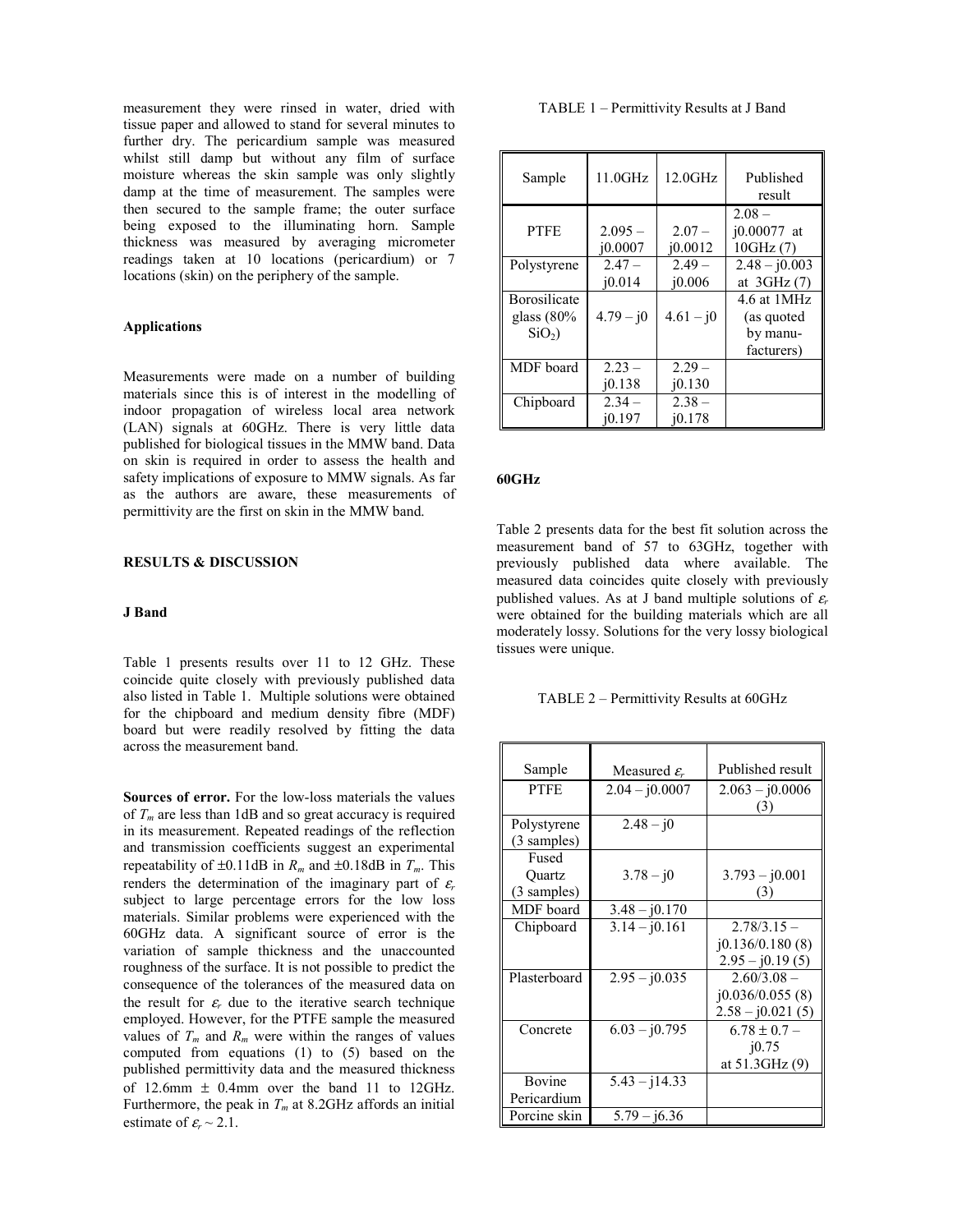measurement they were rinsed in water, dried with tissue paper and allowed to stand for several minutes to further dry. The pericardium sample was measured whilst still damp but without any film of surface moisture whereas the skin sample was only slightly damp at the time of measurement. The samples were then secured to the sample frame; the outer surface being exposed to the illuminating horn. Sample thickness was measured by averaging micrometer readings taken at 10 locations (pericardium) or 7 locations (skin) on the periphery of the sample.

### Applications

Measurements were made on a number of building materials since this is of interest in the modelling of indoor propagation of wireless local area network (LAN) signals at 60GHz. There is very little data published for biological tissues in the MMW band. Data on skin is required in order to assess the health and safety implications of exposure to MMW signals. As far as the authors are aware, these measurements of permittivity are the first on skin in the MMW band.

## RESULTS & DISCUSSION

### J Band

Table 1 presents results over 11 to 12 GHz. These coincide quite closely with previously published data also listed in Table 1. Multiple solutions were obtained for the chipboard and medium density fibre (MDF) board but were readily resolved by fitting the data across the measurement band.

**Sources of error.** For the low-loss materials the values of $T_m$ are less than 1dB and so great accuracy is required in its measurement. Repeated readings of the reflection and transmission coefficients suggest an experimental repeatability of ±0.11dB in $R_m$ and ±0.18dB in $T_m$. This renders the determination of the imaginary part of $\varepsilon_r$ subject to large percentage errors for the low loss materials. Similar problems were experienced with the 60GHz data. A significant source of error is the variation of sample thickness and the unaccounted roughness of the surface. It is not possible to predict the consequence of the tolerances of the measured data on the result for $\varepsilon_r$ due to the iterative search technique employed. However, for the PTFE sample the measured values of $T_m$ and $R_m$ were within the ranges of values computed from equations (1) to (5) based on the published permittivity data and the measured thickness of 12.6mm ± 0.4mm over the band 11 to 12GHz. Furthermore, the peak in $T_m$ at 8.2GHz affords an initial estimate of $\varepsilon_r \sim 2.1$.

TABLE 1 – Permittivity Results at J Band

| Sample | 11.0GHz | 12.0GHz | Published result |
|---|---|---|---|
| PTFE | 2.095 – j0.0007 | 2.07 – j0.0012 | 2.08 – j0.00077 at 10GHz (7) |
| Polystyrene | 2.47 – j0.014 | 2.49 – j0.006 | 2.48 – j0.003 at 3GHz (7) |
| Borosilicate glass (80% $SiO_2$) | 4.79 – j0 | 4.61 – j0 | 4.6 at 1MHz (as quoted by manufacturers) |
| MDF board | 2.23 – j0.138 | 2.29 – j0.130 | |
| Chipboard | 2.34 – j0.197 | 2.38 – j0.178 | |

### 60GHz

Table 2 presents data for the best fit solution across the measurement band of 57 to 63GHz, together with previously published data where available. The measured data coincides quite closely with previously published values. As at J band multiple solutions of $\varepsilon_r$ were obtained for the building materials which are all moderately lossy. Solutions for the very lossy biological tissues were unique.

TABLE 2 – Permittivity Results at 60GHz

| Sample | Measured $\varepsilon_r$ | Published result |
|---|---|---|
| PTFE | 2.04 – j0.0007 | 2.063 – j0.0006 (3) |
| Polystyrene (3 samples) | 2.48 – j0 | |
| Fused Quartz (3 samples) | 3.78 – j0 | 3.793 – j0.001 (3) |
| MDF board | 3.48 – j0.170 | |
| Chipboard | 3.14 – j0.161 | 2.78/3.15 – j0.136/0.180 (8) 2.95 – j0.19 (5) |
| Plasterboard | 2.95 – j0.035 | 2.60/3.08 – j0.036/0.055 (8) 2.58 – j0.021 (5) |
| Concrete | 6.03 – j0.795 | 6.78 ± 0.7 – j0.75 at 51.3GHz (9) |
| Bovine Pericardium | 5.43 – j14.33 | |
| Porcine skin | 5.79 – j6.36 | |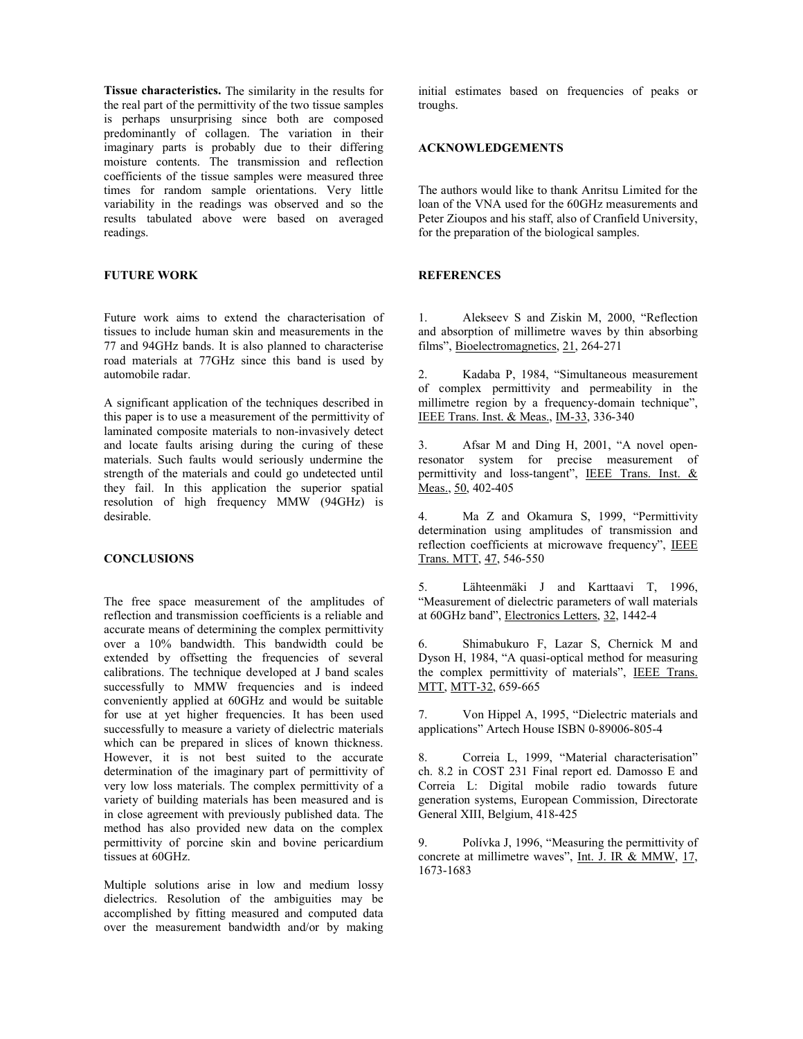**Tissue characteristics.** The similarity in the results for the real part of the permittivity of the two tissue samples is perhaps unsurprising since both are composed predominantly of collagen. The variation in their imaginary parts is probably due to their differing moisture contents. The transmission and reflection coefficients of the tissue samples were measured three times for random sample orientations. Very little variability in the readings was observed and so the results tabulated above were based on averaged readings.

## FUTURE WORK

Future work aims to extend the characterisation of tissues to include human skin and measurements in the 77 and 94GHz bands. It is also planned to characterise road materials at 77GHz since this band is used by automobile radar.

A significant application of the techniques described in this paper is to use a measurement of the permittivity of laminated composite materials to non-invasively detect and locate faults arising during the curing of these materials. Such faults would seriously undermine the strength of the materials and could go undetected until they fail. In this application the superior spatial resolution of high frequency MMW (94GHz) is desirable.

## CONCLUSIONS

The free space measurement of the amplitudes of reflection and transmission coefficients is a reliable and accurate means of determining the complex permittivity over a 10% bandwidth. This bandwidth could be extended by offsetting the frequencies of several calibrations. The technique developed at J band scales successfully to MMW frequencies and is indeed conveniently applied at 60GHz and would be suitable for use at yet higher frequencies. It has been used successfully to measure a variety of dielectric materials which can be prepared in slices of known thickness. However, it is not best suited to the accurate determination of the imaginary part of permittivity of very low loss materials. The complex permittivity of a variety of building materials has been measured and is in close agreement with previously published data. The method has also provided new data on the complex permittivity of porcine skin and bovine pericardium tissues at 60GHz.

Multiple solutions arise in low and medium lossy dielectrics. Resolution of the ambiguities may be accomplished by fitting measured and computed data over the measurement bandwidth and/or by making initial estimates based on frequencies of peaks or troughs.

## ACKNOWLEDGEMENTS

The authors would like to thank Anritsu Limited for the loan of the VNA used for the 60GHz measurements and Peter Zioupos and his staff, also of Cranfield University, for the preparation of the biological samples.

## REFERENCES

1. Alekseev S and Ziskin M, 2000, "Reflection and absorption of millimetre waves by thin absorbing films", Bioelectromagnetics, 21, 264-271

2. Kadaba P, 1984, "Simultaneous measurement of complex permittivity and permeability in the millimetre region by a frequency-domain technique", IEEE Trans. Inst. & Meas., IM-33, 336-340

3. Afsar M and Ding H, 2001, "A novel open-resonator system for precise measurement of permittivity and loss-tangent", IEEE Trans. Inst. & Meas., 50, 402-405

4. Ma Z and Okamura S, 1999, "Permittivity determination using amplitudes of transmission and reflection coefficients at microwave frequency", IEEE Trans. MTT, 47, 546-550

5. Lähteenmäki J and Karttaavi T, 1996, "Measurement of dielectric parameters of wall materials at 60GHz band", Electronics Letters, 32, 1442-4

6. Shimabukuro F, Lazar S, Chernick M and Dyson H, 1984, "A quasi-optical method for measuring the complex permittivity of materials", IEEE Trans. MTT, MTT-32, 659-665

7. Von Hippel A, 1995, "Dielectric materials and applications" Artech House ISBN 0-89006-805-4

8. Correia L, 1999, "Material characterisation" ch. 8.2 in COST 231 Final report ed. Damosso E and Correia L: Digital mobile radio towards future generation systems, European Commission, Directorate General XIII, Belgium, 418-425

9. Polívka J, 1996, "Measuring the permittivity of concrete at millimetre waves", Int. J. IR & MMW, 17, 1673-1683